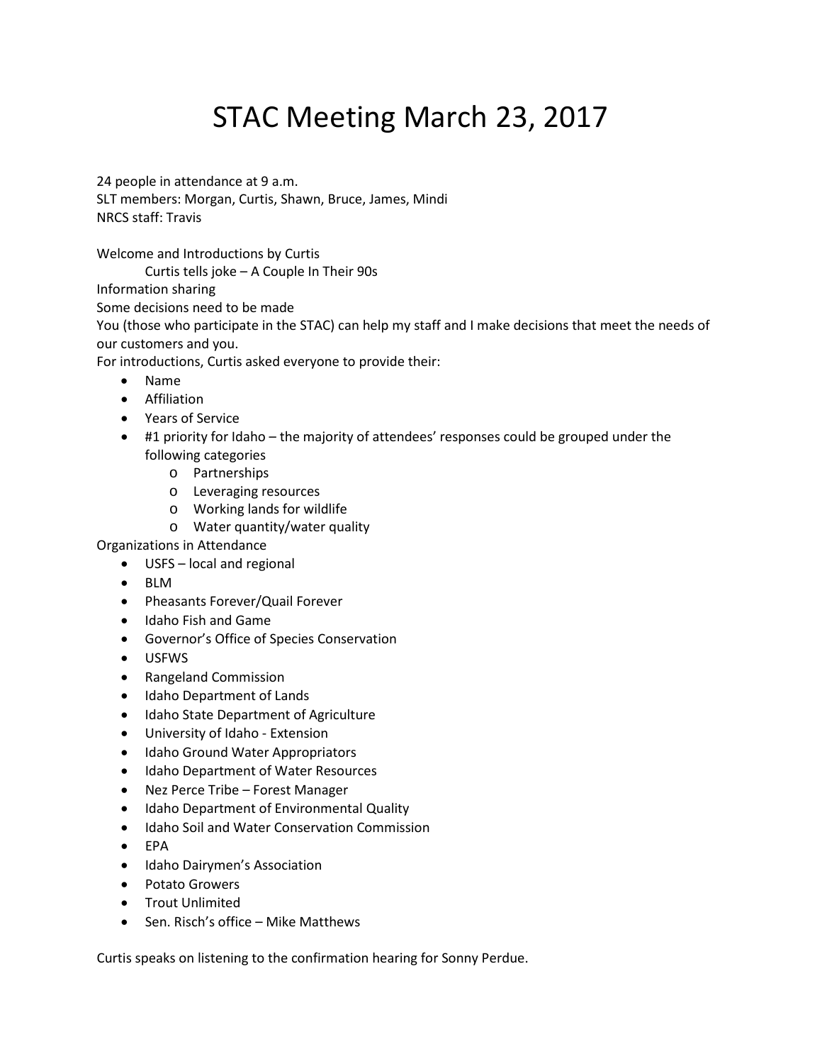# STAC Meeting March 23, 2017

24 people in attendance at 9 a.m.
SLT members: Morgan, Curtis, Shawn, Bruce, James, Mindi
NRCS staff: Travis

Welcome and Introductions by Curtis

  Curtis tells joke – A Couple In Their 90s

Information sharing

Some decisions need to be made

You (those who participate in the STAC) can help my staff and I make decisions that meet the needs of our customers and you.

For introductions, Curtis asked everyone to provide their:

- Name
- Affiliation
- Years of Service
- #1 priority for Idaho – the majority of attendees' responses could be grouped under the following categories
  - Partnerships
  - Leveraging resources
  - Working lands for wildlife
  - Water quantity/water quality

Organizations in Attendance

- USFS – local and regional
- BLM
- Pheasants Forever/Quail Forever
- Idaho Fish and Game
- Governor's Office of Species Conservation
- USFWS
- Rangeland Commission
- Idaho Department of Lands
- Idaho State Department of Agriculture
- University of Idaho - Extension
- Idaho Ground Water Appropriators
- Idaho Department of Water Resources
- Nez Perce Tribe – Forest Manager
- Idaho Department of Environmental Quality
- Idaho Soil and Water Conservation Commission
- EPA
- Idaho Dairymen's Association
- Potato Growers
- Trout Unlimited
- Sen. Risch's office – Mike Matthews

Curtis speaks on listening to the confirmation hearing for Sonny Perdue.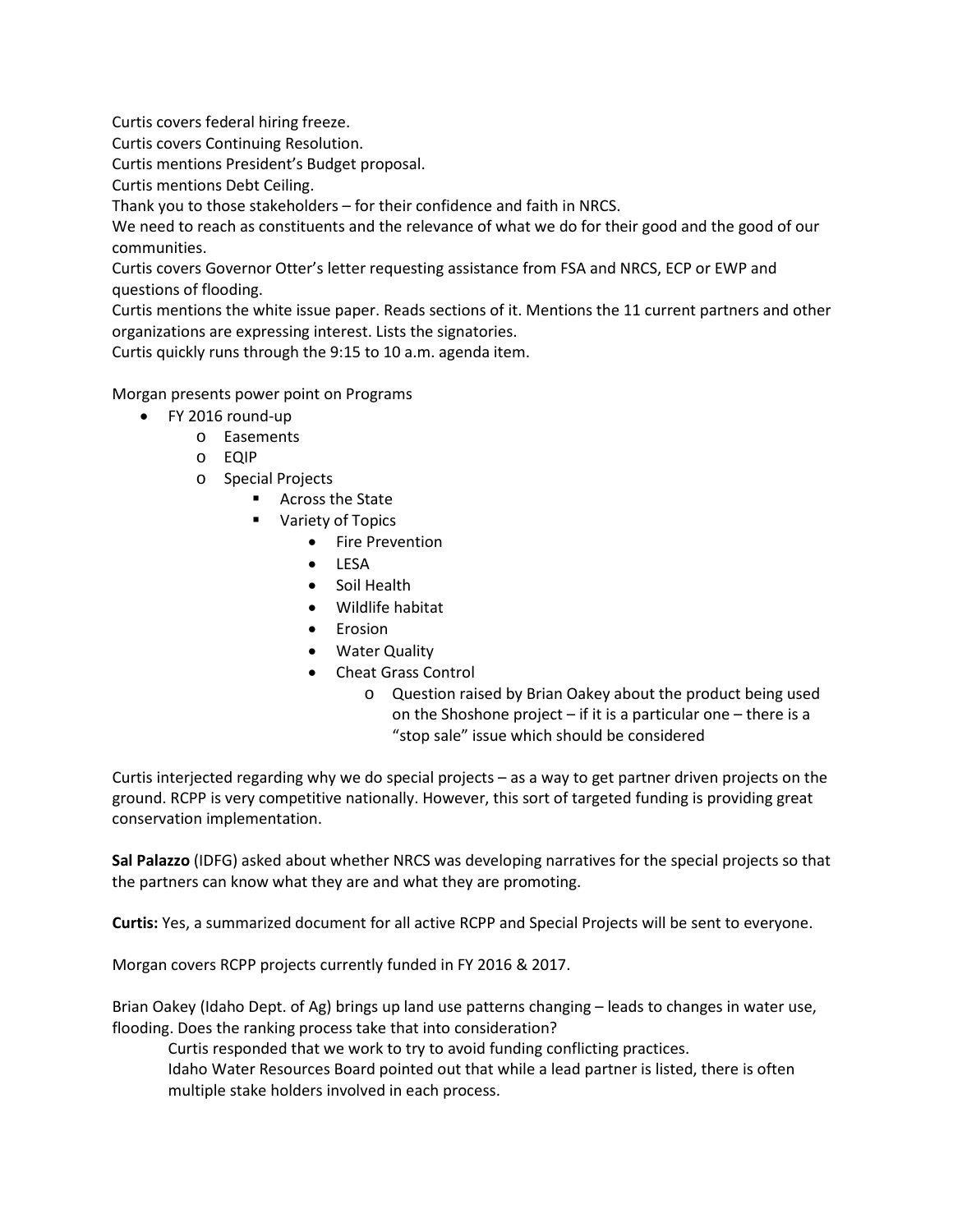Curtis covers federal hiring freeze.
Curtis covers Continuing Resolution.
Curtis mentions President's Budget proposal.
Curtis mentions Debt Ceiling.
Thank you to those stakeholders – for their confidence and faith in NRCS.
We need to reach as constituents and the relevance of what we do for their good and the good of our communities.
Curtis covers Governor Otter's letter requesting assistance from FSA and NRCS, ECP or EWP and questions of flooding.
Curtis mentions the white issue paper. Reads sections of it. Mentions the 11 current partners and other organizations are expressing interest. Lists the signatories.
Curtis quickly runs through the 9:15 to 10 a.m. agenda item.

Morgan presents power point on Programs

- FY 2016 round-up
  - Easements
  - EQIP
  - Special Projects
    - Across the State
    - Variety of Topics
      - Fire Prevention
      - LESA
      - Soil Health
      - Wildlife habitat
      - Erosion
      - Water Quality
      - Cheat Grass Control
        - Question raised by Brian Oakey about the product being used on the Shoshone project – if it is a particular one – there is a "stop sale" issue which should be considered

Curtis interjected regarding why we do special projects – as a way to get partner driven projects on the ground. RCPP is very competitive nationally. However, this sort of targeted funding is providing great conservation implementation.

**Sal Palazzo** (IDFG) asked about whether NRCS was developing narratives for the special projects so that the partners can know what they are and what they are promoting.

**Curtis:** Yes, a summarized document for all active RCPP and Special Projects will be sent to everyone.

Morgan covers RCPP projects currently funded in FY 2016 & 2017.

Brian Oakey (Idaho Dept. of Ag) brings up land use patterns changing – leads to changes in water use, flooding. Does the ranking process take that into consideration?

Curtis responded that we work to try to avoid funding conflicting practices.
Idaho Water Resources Board pointed out that while a lead partner is listed, there is often multiple stake holders involved in each process.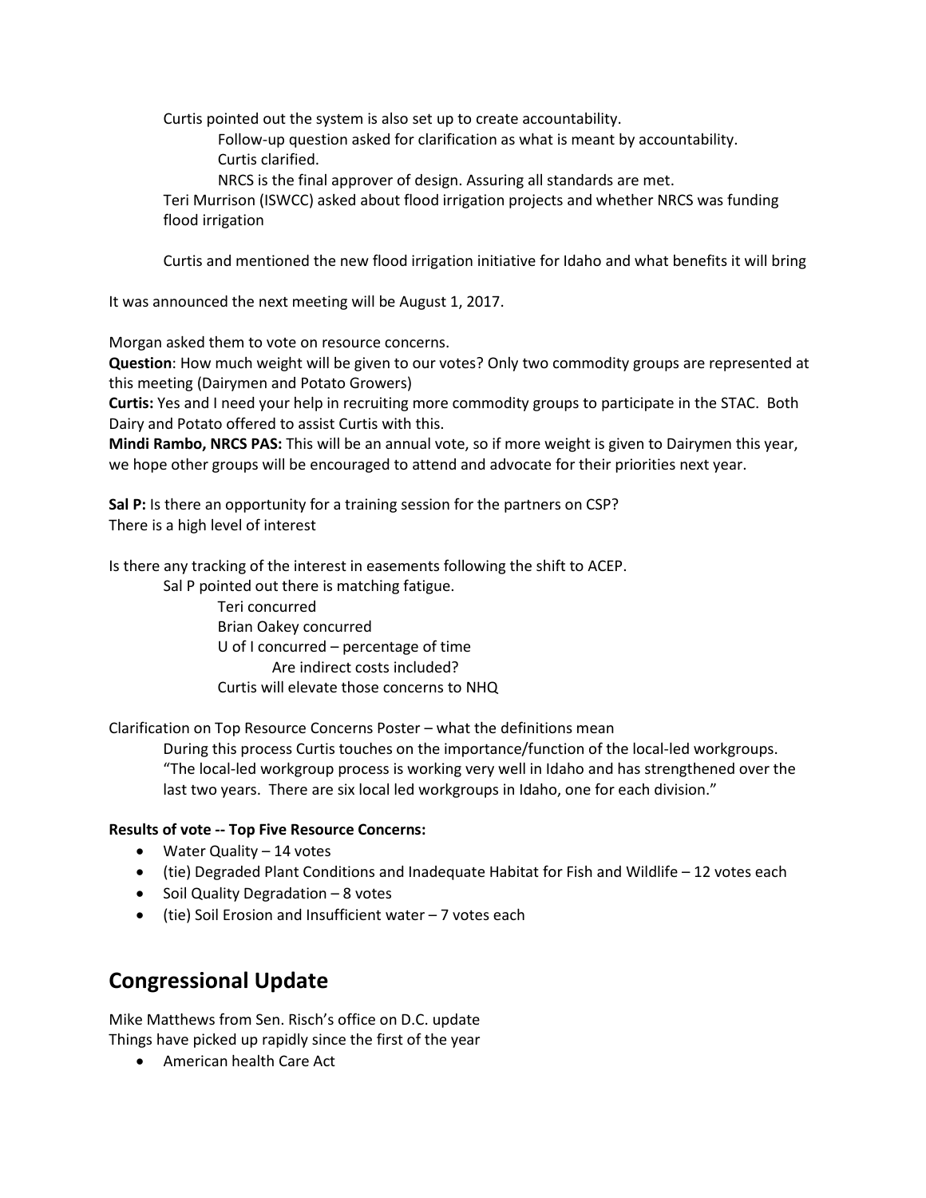Curtis pointed out the system is also set up to create accountability.

Follow-up question asked for clarification as what is meant by accountability.

Curtis clarified.

NRCS is the final approver of design. Assuring all standards are met.

Teri Murrison (ISWCC) asked about flood irrigation projects and whether NRCS was funding flood irrigation

Curtis and mentioned the new flood irrigation initiative for Idaho and what benefits it will bring

It was announced the next meeting will be August 1, 2017.

Morgan asked them to vote on resource concerns.

**Question**: How much weight will be given to our votes? Only two commodity groups are represented at this meeting (Dairymen and Potato Growers)

**Curtis:** Yes and I need your help in recruiting more commodity groups to participate in the STAC. Both Dairy and Potato offered to assist Curtis with this.

**Mindi Rambo, NRCS PAS:** This will be an annual vote, so if more weight is given to Dairymen this year, we hope other groups will be encouraged to attend and advocate for their priorities next year.

**Sal P:** Is there an opportunity for a training session for the partners on CSP?
There is a high level of interest

Is there any tracking of the interest in easements following the shift to ACEP.

Sal P pointed out there is matching fatigue.

Teri concurred

Brian Oakey concurred

U of I concurred – percentage of time

Are indirect costs included?

Curtis will elevate those concerns to NHQ

Clarification on Top Resource Concerns Poster – what the definitions mean

During this process Curtis touches on the importance/function of the local-led workgroups. "The local-led workgroup process is working very well in Idaho and has strengthened over the last two years. There are six local led workgroups in Idaho, one for each division."

**Results of vote -- Top Five Resource Concerns:**

- Water Quality – 14 votes
- (tie) Degraded Plant Conditions and Inadequate Habitat for Fish and Wildlife – 12 votes each
- Soil Quality Degradation – 8 votes
- (tie) Soil Erosion and Insufficient water – 7 votes each

## Congressional Update

Mike Matthews from Sen. Risch's office on D.C. update
Things have picked up rapidly since the first of the year

- American health Care Act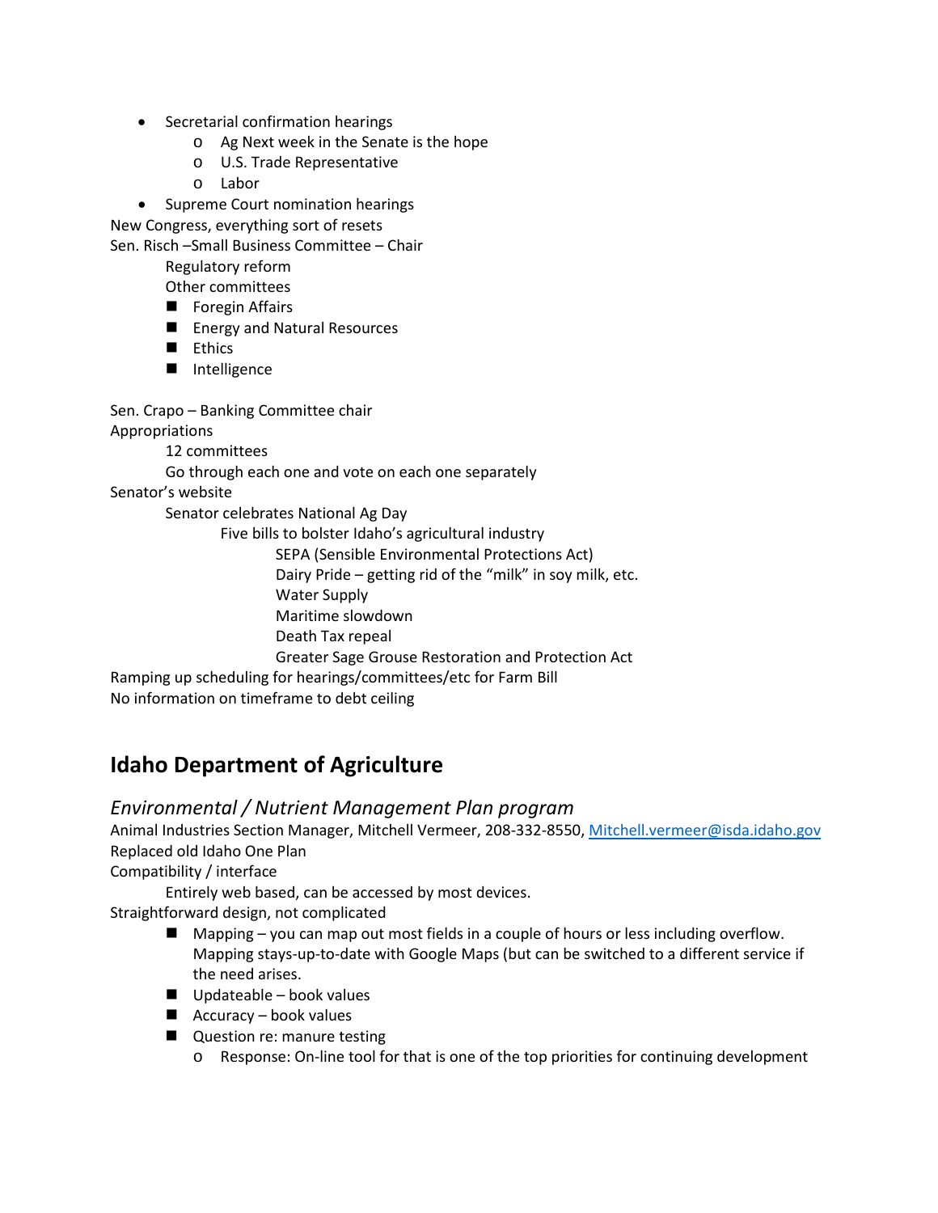- Secretarial confirmation hearings
    - Ag Next week in the Senate is the hope
    - U.S. Trade Representative
    - Labor
- Supreme Court nomination hearings

New Congress, everything sort of resets

Sen. Risch –Small Business Committee – Chair

Regulatory reform

Other committees

- Foregin Affairs
- Energy and Natural Resources
- Ethics
- Intelligence

Sen. Crapo – Banking Committee chair

Appropriations

12 committees

Go through each one and vote on each one separately

Senator's website

Senator celebrates National Ag Day

Five bills to bolster Idaho's agricultural industry

SEPA (Sensible Environmental Protections Act)

Dairy Pride – getting rid of the "milk" in soy milk, etc.

Water Supply

Maritime slowdown

Death Tax repeal

Greater Sage Grouse Restoration and Protection Act

Ramping up scheduling for hearings/committees/etc for Farm Bill

No information on timeframe to debt ceiling

## Idaho Department of Agriculture

### *Environmental / Nutrient Management Plan program*

Animal Industries Section Manager, Mitchell Vermeer, 208-332-8550, [Mitchell.vermeer@isda.idaho.gov](mailto:Mitchell.vermeer@isda.idaho.gov)

Replaced old Idaho One Plan

Compatibility / interface

Entirely web based, can be accessed by most devices.

Straightforward design, not complicated

- Mapping – you can map out most fields in a couple of hours or less including overflow. Mapping stays-up-to-date with Google Maps (but can be switched to a different service if the need arises.
- Updateable – book values
- Accuracy – book values
- Question re: manure testing
    - Response: On-line tool for that is one of the top priorities for continuing development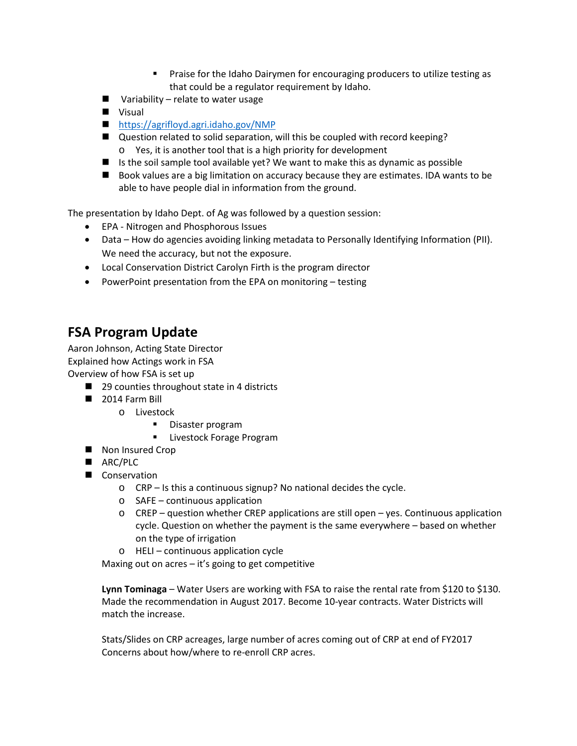- Praise for the Idaho Dairymen for encouraging producers to utilize testing as that could be a regulator requirement by Idaho.
- Variability – relate to water usage
- Visual
- https://agrifloyd.agri.idaho.gov/NMP
- Question related to solid separation, will this be coupled with record keeping?
  - Yes, it is another tool that is a high priority for development
- Is the soil sample tool available yet? We want to make this as dynamic as possible
- Book values are a big limitation on accuracy because they are estimates. IDA wants to be able to have people dial in information from the ground.

The presentation by Idaho Dept. of Ag was followed by a question session:

- EPA - Nitrogen and Phosphorous Issues
- Data – How do agencies avoiding linking metadata to Personally Identifying Information (PII). We need the accuracy, but not the exposure.
- Local Conservation District Carolyn Firth is the program director
- PowerPoint presentation from the EPA on monitoring – testing

## FSA Program Update

Aaron Johnson, Acting State Director
Explained how Actings work in FSA
Overview of how FSA is set up

- 29 counties throughout state in 4 districts
- 2014 Farm Bill
  - Livestock
    - Disaster program
    - Livestock Forage Program
- Non Insured Crop
- ARC/PLC
- Conservation
  - CRP – Is this a continuous signup? No national decides the cycle.
  - SAFE – continuous application
  - CREP – question whether CREP applications are still open – yes. Continuous application cycle. Question on whether the payment is the same everywhere – based on whether on the type of irrigation
  - HELI – continuous application cycle

  Maxing out on acres – it's going to get competitive

  **Lynn Tominaga** – Water Users are working with FSA to raise the rental rate from $120 to $130. Made the recommendation in August 2017. Become 10-year contracts. Water Districts will match the increase.

  Stats/Slides on CRP acreages, large number of acres coming out of CRP at end of FY2017
  Concerns about how/where to re-enroll CRP acres.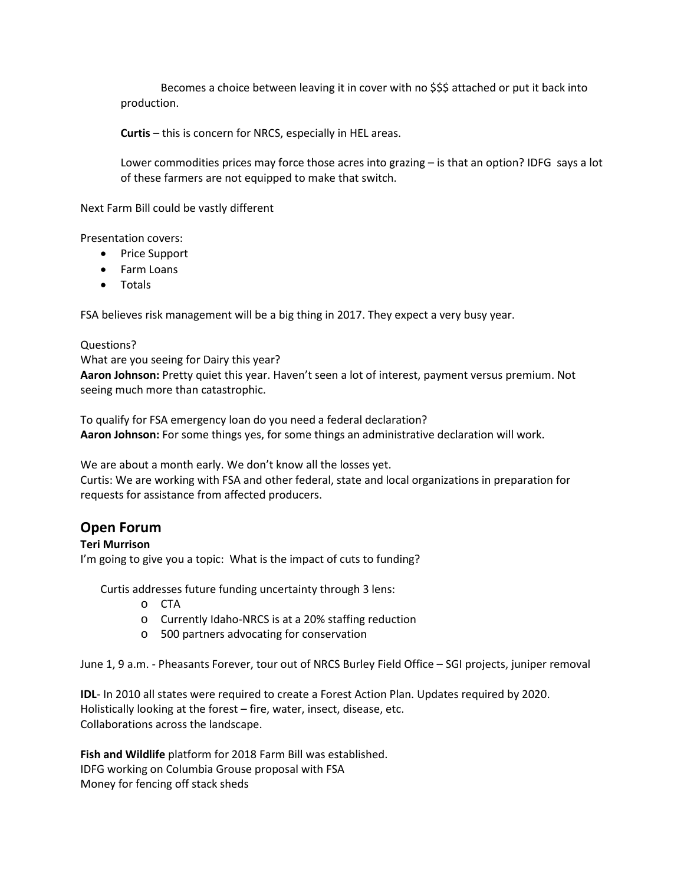Becomes a choice between leaving it in cover with no $$$ attached or put it back into production.

**Curtis** – this is concern for NRCS, especially in HEL areas.

Lower commodities prices may force those acres into grazing – is that an option? IDFG says a lot of these farmers are not equipped to make that switch.

Next Farm Bill could be vastly different

Presentation covers:

- Price Support
- Farm Loans
- Totals

FSA believes risk management will be a big thing in 2017. They expect a very busy year.

Questions?
What are you seeing for Dairy this year?
**Aaron Johnson:** Pretty quiet this year. Haven't seen a lot of interest, payment versus premium. Not seeing much more than catastrophic.

To qualify for FSA emergency loan do you need a federal declaration?
**Aaron Johnson:** For some things yes, for some things an administrative declaration will work.

We are about a month early. We don't know all the losses yet.
Curtis: We are working with FSA and other federal, state and local organizations in preparation for requests for assistance from affected producers.

## Open Forum

**Teri Murrison**
I'm going to give you a topic: What is the impact of cuts to funding?

Curtis addresses future funding uncertainty through 3 lens:

- CTA
- Currently Idaho-NRCS is at a 20% staffing reduction
- 500 partners advocating for conservation

June 1, 9 a.m. - Pheasants Forever, tour out of NRCS Burley Field Office – SGI projects, juniper removal

**IDL**- In 2010 all states were required to create a Forest Action Plan. Updates required by 2020.
Holistically looking at the forest – fire, water, insect, disease, etc.
Collaborations across the landscape.

**Fish and Wildlife** platform for 2018 Farm Bill was established.
IDFG working on Columbia Grouse proposal with FSA
Money for fencing off stack sheds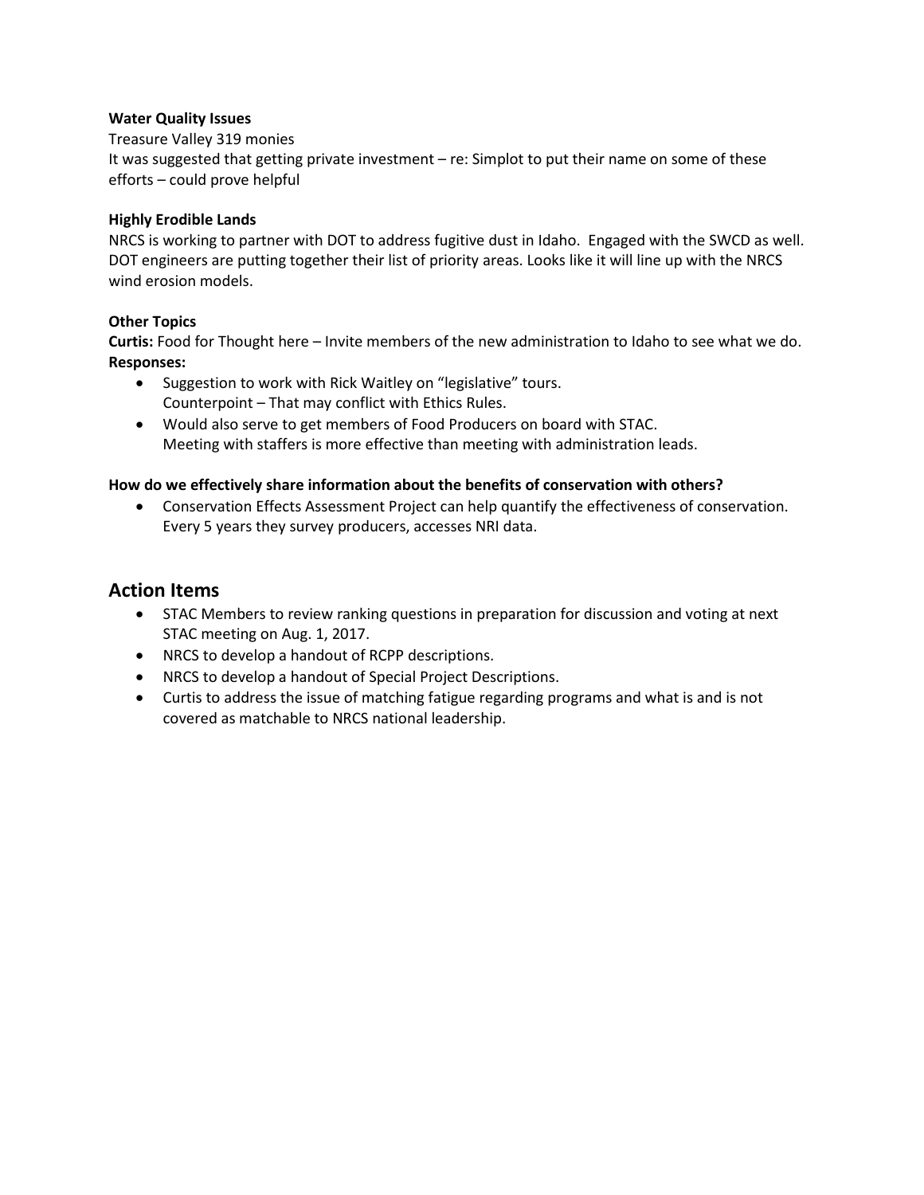**Water Quality Issues**

Treasure Valley 319 monies

It was suggested that getting private investment – re: Simplot to put their name on some of these efforts – could prove helpful

**Highly Erodible Lands**

NRCS is working to partner with DOT to address fugitive dust in Idaho. Engaged with the SWCD as well. DOT engineers are putting together their list of priority areas. Looks like it will line up with the NRCS wind erosion models.

**Other Topics**

**Curtis:** Food for Thought here – Invite members of the new administration to Idaho to see what we do.

**Responses:**

- Suggestion to work with Rick Waitley on "legislative" tours.
  Counterpoint – That may conflict with Ethics Rules.
- Would also serve to get members of Food Producers on board with STAC.
  Meeting with staffers is more effective than meeting with administration leads.

**How do we effectively share information about the benefits of conservation with others?**

- Conservation Effects Assessment Project can help quantify the effectiveness of conservation.
  Every 5 years they survey producers, accesses NRI data.

## Action Items

- STAC Members to review ranking questions in preparation for discussion and voting at next STAC meeting on Aug. 1, 2017.
- NRCS to develop a handout of RCPP descriptions.
- NRCS to develop a handout of Special Project Descriptions.
- Curtis to address the issue of matching fatigue regarding programs and what is and is not covered as matchable to NRCS national leadership.